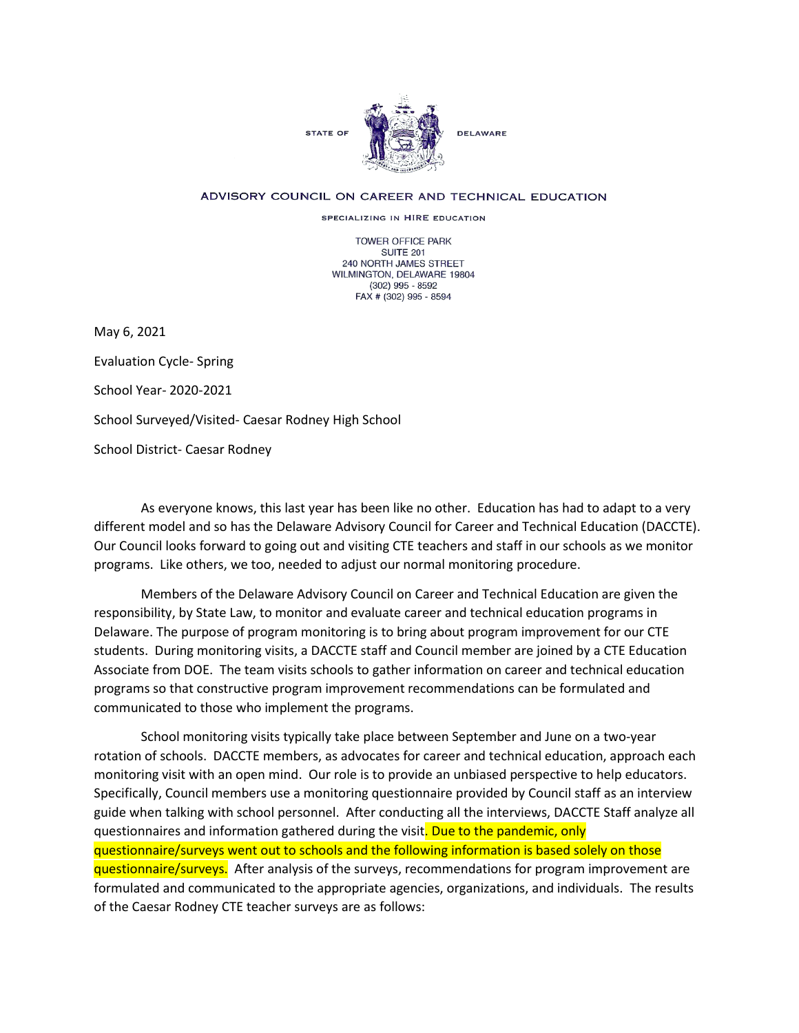STATE OF DELAWARE

ADVISORY COUNCIL ON CAREER AND TECHNICAL EDUCATION

SPECIALIZING IN HIRE EDUCATION

TOWER OFFICE PARK
SUITE 201
240 NORTH JAMES STREET
WILMINGTON, DELAWARE 19804
(302) 995 - 8592
FAX # (302) 995 - 8594

May 6, 2021

Evaluation Cycle- Spring

School Year- 2020-2021

School Surveyed/Visited- Caesar Rodney High School

School District- Caesar Rodney

As everyone knows, this last year has been like no other. Education has had to adapt to a very different model and so has the Delaware Advisory Council for Career and Technical Education (DACCTE). Our Council looks forward to going out and visiting CTE teachers and staff in our schools as we monitor programs. Like others, we too, needed to adjust our normal monitoring procedure.

Members of the Delaware Advisory Council on Career and Technical Education are given the responsibility, by State Law, to monitor and evaluate career and technical education programs in Delaware. The purpose of program monitoring is to bring about program improvement for our CTE students. During monitoring visits, a DACCTE staff and Council member are joined by a CTE Education Associate from DOE. The team visits schools to gather information on career and technical education programs so that constructive program improvement recommendations can be formulated and communicated to those who implement the programs.

School monitoring visits typically take place between September and June on a two-year rotation of schools. DACCTE members, as advocates for career and technical education, approach each monitoring visit with an open mind. Our role is to provide an unbiased perspective to help educators. Specifically, Council members use a monitoring questionnaire provided by Council staff as an interview guide when talking with school personnel. After conducting all the interviews, DACCTE Staff analyze all questionnaires and information gathered during the visit. Due to the pandemic, only questionnaire/surveys went out to schools and the following information is based solely on those questionnaire/surveys. After analysis of the surveys, recommendations for program improvement are formulated and communicated to the appropriate agencies, organizations, and individuals. The results of the Caesar Rodney CTE teacher surveys are as follows: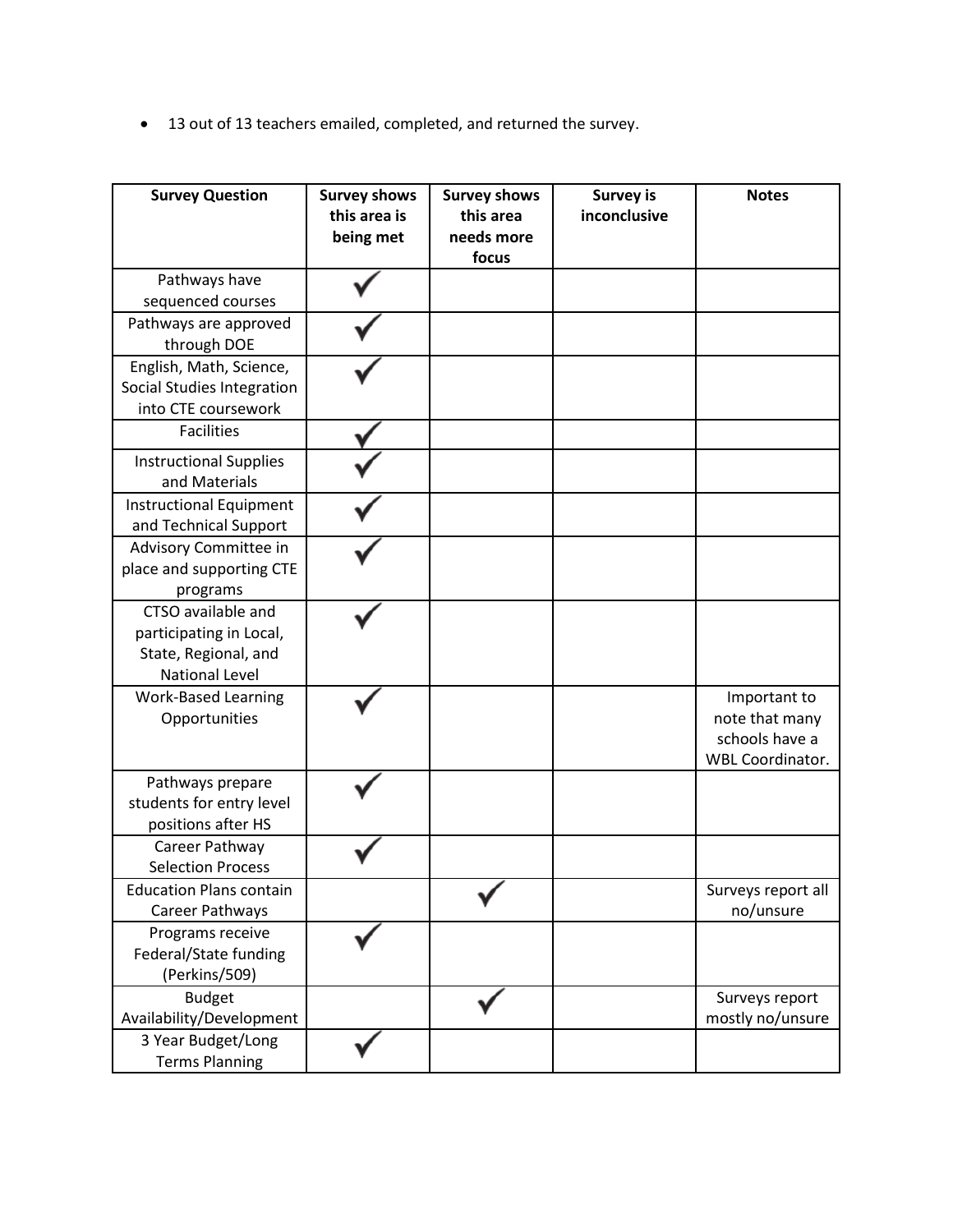- 13 out of 13 teachers emailed, completed, and returned the survey.

| Survey Question | Survey shows this area is being met | Survey shows this area needs more focus | Survey is inconclusive | Notes |
|---|---|---|---|---|
| Pathways have sequenced courses | ✓ | | | |
| Pathways are approved through DOE | ✓ | | | |
| English, Math, Science, Social Studies Integration into CTE coursework | ✓ | | | |
| Facilities | ✓ | | | |
| Instructional Supplies and Materials | ✓ | | | |
| Instructional Equipment and Technical Support | ✓ | | | |
| Advisory Committee in place and supporting CTE programs | ✓ | | | |
| CTSO available and participating in Local, State, Regional, and National Level | ✓ | | | |
| Work-Based Learning Opportunities | ✓ | | | Important to note that many schools have a WBL Coordinator. |
| Pathways prepare students for entry level positions after HS | ✓ | | | |
| Career Pathway Selection Process | ✓ | | | |
| Education Plans contain Career Pathways | | ✓ | | Surveys report all no/unsure |
| Programs receive Federal/State funding (Perkins/509) | ✓ | | | |
| Budget Availability/Development | | ✓ | | Surveys report mostly no/unsure |
| 3 Year Budget/Long Terms Planning | ✓ | | | |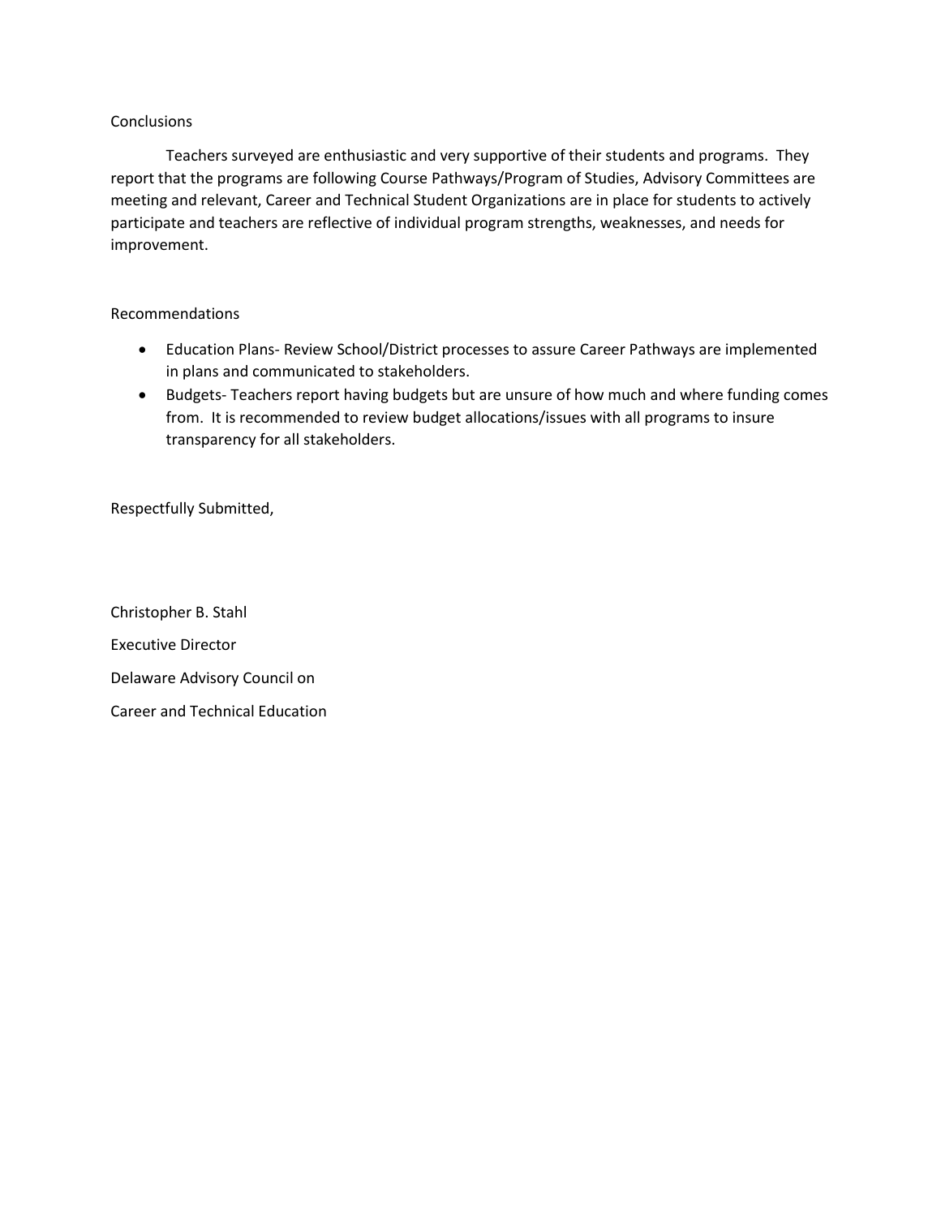## Conclusions

Teachers surveyed are enthusiastic and very supportive of their students and programs. They report that the programs are following Course Pathways/Program of Studies, Advisory Committees are meeting and relevant, Career and Technical Student Organizations are in place for students to actively participate and teachers are reflective of individual program strengths, weaknesses, and needs for improvement.

## Recommendations

- Education Plans- Review School/District processes to assure Career Pathways are implemented in plans and communicated to stakeholders.
- Budgets- Teachers report having budgets but are unsure of how much and where funding comes from. It is recommended to review budget allocations/issues with all programs to insure transparency for all stakeholders.

Respectfully Submitted,

Christopher B. Stahl

Executive Director

Delaware Advisory Council on

Career and Technical Education